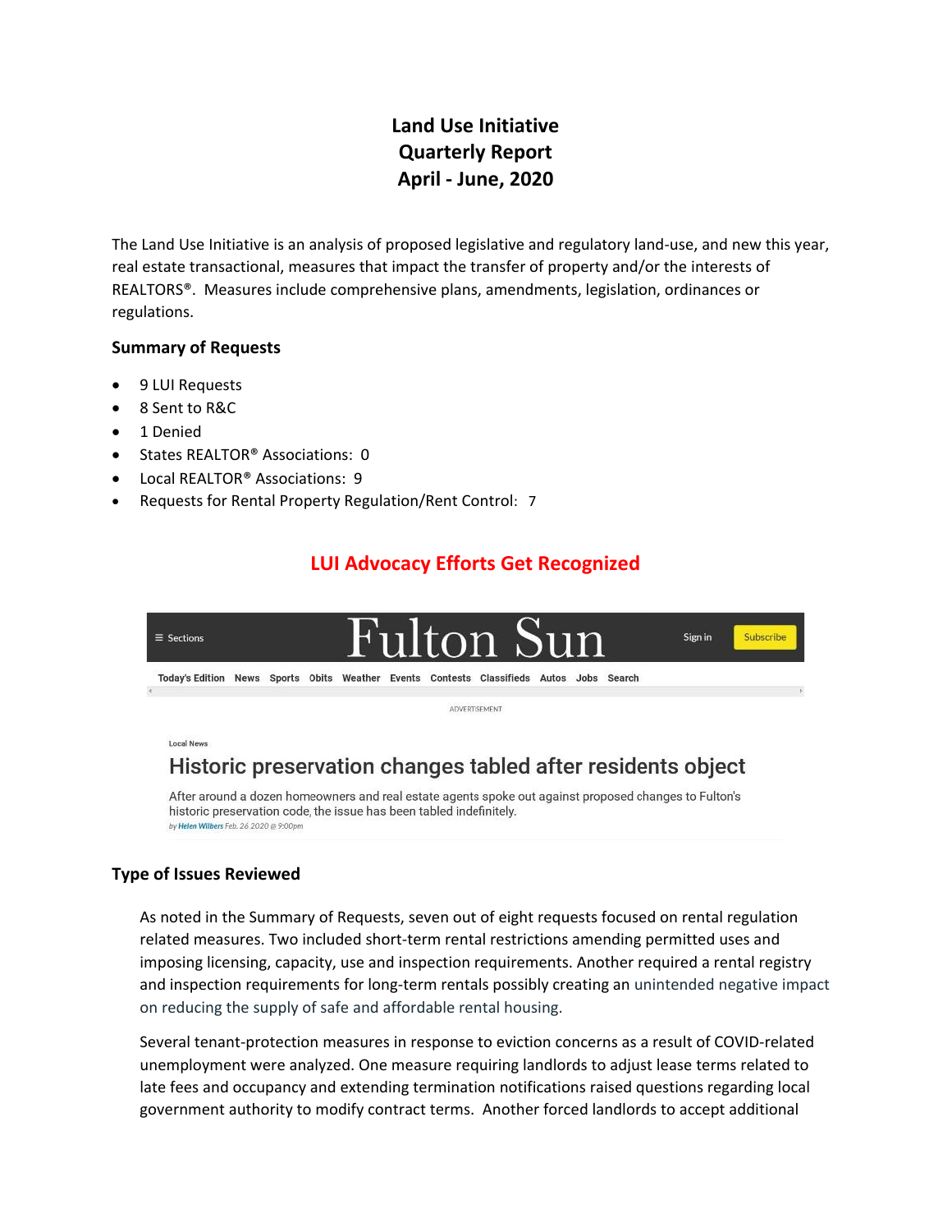# Land Use Initiative
# Quarterly Report
# April - June, 2020

The Land Use Initiative is an analysis of proposed legislative and regulatory land-use, and new this year, real estate transactional, measures that impact the transfer of property and/or the interests of REALTORS®. Measures include comprehensive plans, amendments, legislation, ordinances or regulations.

### Summary of Requests

- 9 LUI Requests
- 8 Sent to R&C
- 1 Denied
- States REALTOR® Associations: 0
- Local REALTOR® Associations: 9
- Requests for Rental Property Regulation/Rent Control: 7

## LUI Advocacy Efforts Get Recognized

≡ Sections **Fulton Sun** Sign in Subscribe

Today's Edition News Sports Obits Weather Events Contests Classifieds Autos Jobs Search

ADVERTISEMENT

Local News

**Historic preservation changes tabled after residents object**

After around a dozen homeowners and real estate agents spoke out against proposed changes to Fulton's historic preservation code, the issue has been tabled indefinitely.

*by Helen Wilbers Feb. 26 2020 @ 9:00pm*

### Type of Issues Reviewed

As noted in the Summary of Requests, seven out of eight requests focused on rental regulation related measures. Two included short-term rental restrictions amending permitted uses and imposing licensing, capacity, use and inspection requirements. Another required a rental registry and inspection requirements for long-term rentals possibly creating an unintended negative impact on reducing the supply of safe and affordable rental housing.

Several tenant-protection measures in response to eviction concerns as a result of COVID-related unemployment were analyzed. One measure requiring landlords to adjust lease terms related to late fees and occupancy and extending termination notifications raised questions regarding local government authority to modify contract terms. Another forced landlords to accept additional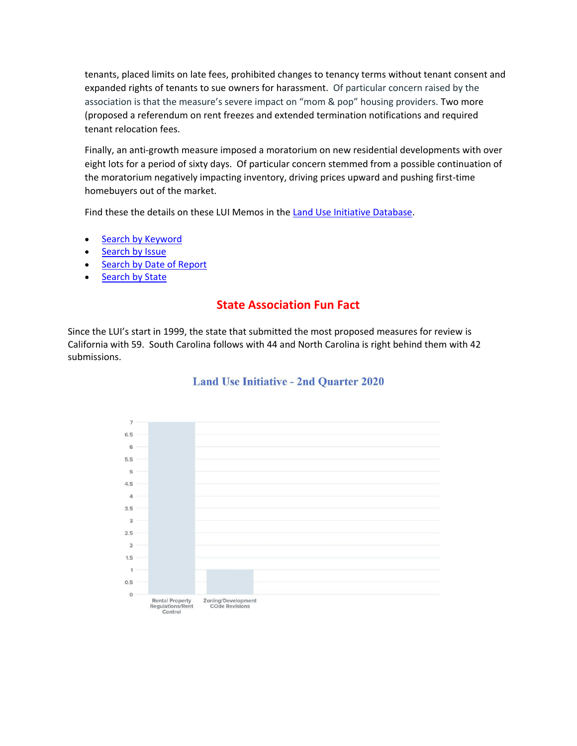tenants, placed limits on late fees, prohibited changes to tenancy terms without tenant consent and expanded rights of tenants to sue owners for harassment. Of particular concern raised by the association is that the measure's severe impact on "mom & pop" housing providers. Two more (proposed a referendum on rent freezes and extended termination notifications and required tenant relocation fees.

Finally, an anti-growth measure imposed a moratorium on new residential developments with over eight lots for a period of sixty days. Of particular concern stemmed from a possible continuation of the moratorium negatively impacting inventory, driving prices upward and pushing first-time homebuyers out of the market.

Find these the details on these LUI Memos in the [Land Use Initiative Database](#).

- [Search by Keyword](#)
- [Search by Issue](#)
- [Search by Date of Report](#)
- [Search by State](#)

## State Association Fun Fact

Since the LUI's start in 1999, the state that submitted the most proposed measures for review is California with 59. South Carolina follows with 44 and North Carolina is right behind them with 42 submissions.

### Land Use Initiative - 2nd Quarter 2020

7
6.5
6
5.5
5
4.5
4
3.5
3
2.5
2
1.5
1
0.5
0

Rental Property Regulations/Rent Control

Zoning/Development COde Revisions